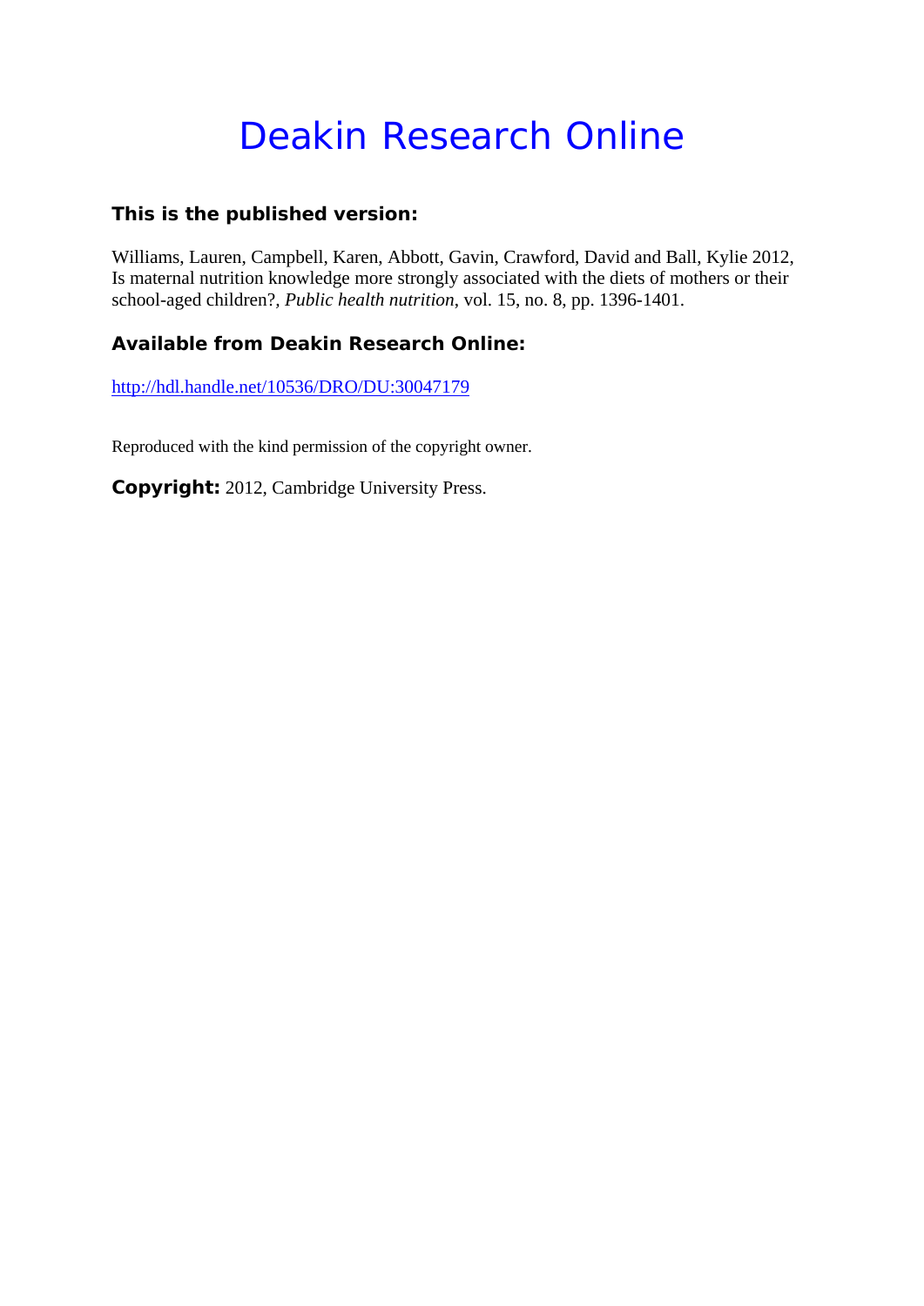# Deakin Research Online

### This is the published version:

Williams, Lauren, Campbell, Karen, Abbott, Gavin, Crawford, David and Ball, Kylie 2012, Is maternal nutrition knowledge more strongly associated with the diets of mothers or their school-aged children?, *Public health nutrition*, vol. 15, no. 8, pp. 1396-1401.

### Available from Deakin Research Online:

http://hdl.handle.net/10536/DRO/DU:30047179

Reproduced with the kind permission of the copyright owner.

**Copyright:** 2012, Cambridge University Press.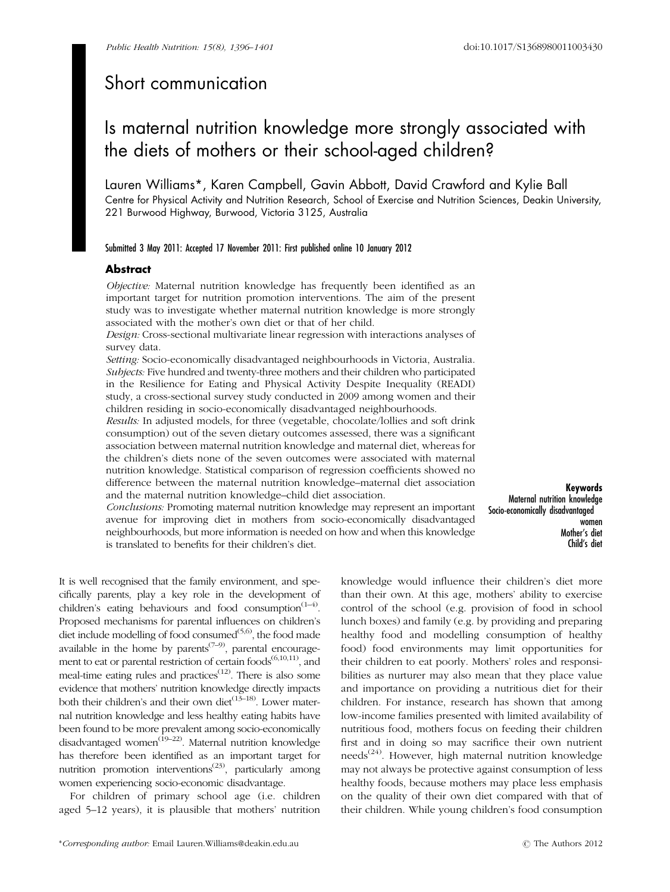# Short communication

# Is maternal nutrition knowledge more strongly associated with the diets of mothers or their school-aged children?

Lauren Williams*, Karen Campbell, Gavin Abbott, David Crawford and Kylie Ball

Centre for Physical Activity and Nutrition Research, School of Exercise and Nutrition Sciences, Deakin University, 221 Burwood Highway, Burwood, Victoria 3125, Australia

Submitted 3 May 2011: Accepted 17 November 2011: First published online 10 January 2012

## Abstract

*Objective:* Maternal nutrition knowledge has frequently been identified as an important target for nutrition promotion interventions. The aim of the present study was to investigate whether maternal nutrition knowledge is more strongly associated with the mother's own diet or that of her child.

*Design:* Cross-sectional multivariate linear regression with interactions analyses of survey data.

*Setting:* Socio-economically disadvantaged neighbourhoods in Victoria, Australia.

*Subjects:* Five hundred and twenty-three mothers and their children who participated in the Resilience for Eating and Physical Activity Despite Inequality (READI) study, a cross-sectional survey study conducted in 2009 among women and their children residing in socio-economically disadvantaged neighbourhoods.

*Results:* In adjusted models, for three (vegetable, chocolate/lollies and soft drink consumption) out of the seven dietary outcomes assessed, there was a significant association between maternal nutrition knowledge and maternal diet, whereas for the children's diets none of the seven outcomes were associated with maternal nutrition knowledge. Statistical comparison of regression coefficients showed no difference between the maternal nutrition knowledge–maternal diet association and the maternal nutrition knowledge–child diet association.

*Conclusions:* Promoting maternal nutrition knowledge may represent an important avenue for improving diet in mothers from socio-economically disadvantaged neighbourhoods, but more information is needed on how and when this knowledge is translated to benefits for their children's diet.

**Keywords**
Maternal nutrition knowledge
Socio-economically disadvantaged women
Mother's diet
Child's diet

It is well recognised that the family environment, and specifically parents, play a key role in the development of children's eating behaviours and food consumption[1–4]. Proposed mechanisms for parental influences on children's diet include modelling of food consumed[5,6], the food made available in the home by parents[7–9], parental encouragement to eat or parental restriction of certain foods[6,10,11], and meal-time eating rules and practices[12]. There is also some evidence that mothers' nutrition knowledge directly impacts both their children's and their own diet[13–18]. Lower maternal nutrition knowledge and less healthy eating habits have been found to be more prevalent among socio-economically disadvantaged women[19–22]. Maternal nutrition knowledge has therefore been identified as an important target for nutrition promotion interventions[23], particularly among women experiencing socio-economic disadvantage.

For children of primary school age (i.e. children aged 5–12 years), it is plausible that mothers' nutrition knowledge would influence their children's diet more than their own. At this age, mothers' ability to exercise control of the school (e.g. provision of food in school lunch boxes) and family (e.g. by providing and preparing healthy food and modelling consumption of healthy food) food environments may limit opportunities for their children to eat poorly. Mothers' roles and responsibilities as nurturer may also mean that they place value and importance on providing a nutritious diet for their children. For instance, research has shown that among low-income families presented with limited availability of nutritious food, mothers focus on feeding their children first and in doing so may sacrifice their own nutrient needs[24]. However, high maternal nutrition knowledge may not always be protective against consumption of less healthy foods, because mothers may place less emphasis on the quality of their own diet compared with that of their children. While young children's food consumption

*Corresponding author: Email Lauren.Williams@deakin.edu.au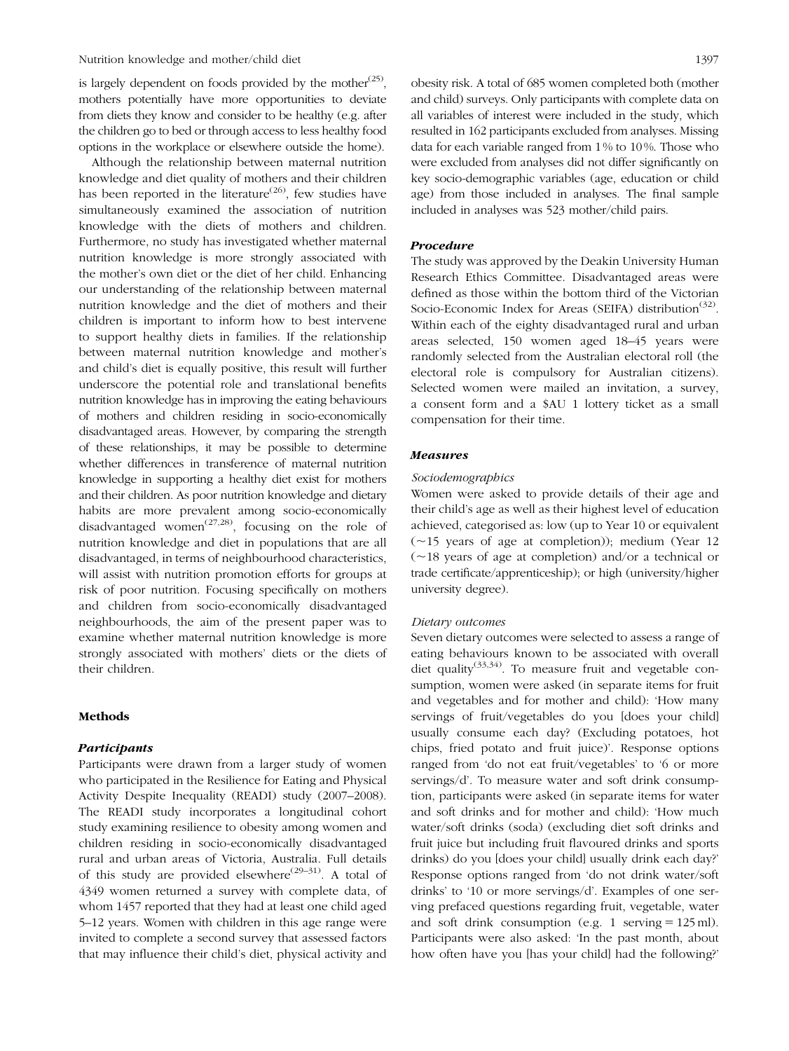is largely dependent on foods provided by the mother[25], mothers potentially have more opportunities to deviate from diets they know and consider to be healthy (e.g. after the children go to bed or through access to less healthy food options in the workplace or elsewhere outside the home).

Although the relationship between maternal nutrition knowledge and diet quality of mothers and their children has been reported in the literature[26], few studies have simultaneously examined the association of nutrition knowledge with the diets of mothers and children. Furthermore, no study has investigated whether maternal nutrition knowledge is more strongly associated with the mother's own diet or the diet of her child. Enhancing our understanding of the relationship between maternal nutrition knowledge and the diet of mothers and their children is important to inform how to best intervene to support healthy diets in families. If the relationship between maternal nutrition knowledge and mother's and child's diet is equally positive, this result will further underscore the potential role and translational benefits nutrition knowledge has in improving the eating behaviours of mothers and children residing in socio-economically disadvantaged areas. However, by comparing the strength of these relationships, it may be possible to determine whether differences in transference of maternal nutrition knowledge in supporting a healthy diet exist for mothers and their children. As poor nutrition knowledge and dietary habits are more prevalent among socio-economically disadvantaged women[27,28], focusing on the role of nutrition knowledge and diet in populations that are all disadvantaged, in terms of neighbourhood characteristics, will assist with nutrition promotion efforts for groups at risk of poor nutrition. Focusing specifically on mothers and children from socio-economically disadvantaged neighbourhoods, the aim of the present paper was to examine whether maternal nutrition knowledge is more strongly associated with mothers' diets or the diets of their children.

## Methods

### Participants

Participants were drawn from a larger study of women who participated in the Resilience for Eating and Physical Activity Despite Inequality (READI) study (2007–2008). The READI study incorporates a longitudinal cohort study examining resilience to obesity among women and children residing in socio-economically disadvantaged rural and urban areas of Victoria, Australia. Full details of this study are provided elsewhere[29–31]. A total of 4349 women returned a survey with complete data, of whom 1457 reported that they had at least one child aged 5–12 years. Women with children in this age range were invited to complete a second survey that assessed factors that may influence their child's diet, physical activity and obesity risk. A total of 685 women completed both (mother and child) surveys. Only participants with complete data on all variables of interest were included in the study, which resulted in 162 participants excluded from analyses. Missing data for each variable ranged from 1 % to 10 %. Those who were excluded from analyses did not differ significantly on key socio-demographic variables (age, education or child age) from those included in analyses. The final sample included in analyses was 523 mother/child pairs.

### Procedure

The study was approved by the Deakin University Human Research Ethics Committee. Disadvantaged areas were defined as those within the bottom third of the Victorian Socio-Economic Index for Areas (SEIFA) distribution[32]. Within each of the eighty disadvantaged rural and urban areas selected, 150 women aged 18–45 years were randomly selected from the Australian electoral roll (the electoral role is compulsory for Australian citizens). Selected women were mailed an invitation, a survey, a consent form and a \$AU 1 lottery ticket as a small compensation for their time.

### Measures

#### *Sociodemographics*

Women were asked to provide details of their age and their child's age as well as their highest level of education achieved, categorised as: low (up to Year 10 or equivalent (~15 years of age at completion)); medium (Year 12 (~18 years of age at completion) and/or a technical or trade certificate/apprenticeship); or high (university/higher university degree).

#### *Dietary outcomes*

Seven dietary outcomes were selected to assess a range of eating behaviours known to be associated with overall diet quality[33,34]. To measure fruit and vegetable consumption, women were asked (in separate items for fruit and vegetables and for mother and child): 'How many servings of fruit/vegetables do you [does your child] usually consume each day? (Excluding potatoes, hot chips, fried potato and fruit juice)'. Response options ranged from 'do not eat fruit/vegetables' to '6 or more servings/d'. To measure water and soft drink consumption, participants were asked (in separate items for water and soft drinks and for mother and child): 'How much water/soft drinks (soda) (excluding diet soft drinks and fruit juice but including fruit flavoured drinks and sports drinks) do you [does your child] usually drink each day?' Response options ranged from 'do not drink water/soft drinks' to '10 or more servings/d'. Examples of one serving prefaced questions regarding fruit, vegetable, water and soft drink consumption (e.g. 1 serving = 125 ml). Participants were also asked: 'In the past month, about how often have you [has your child] had the following?'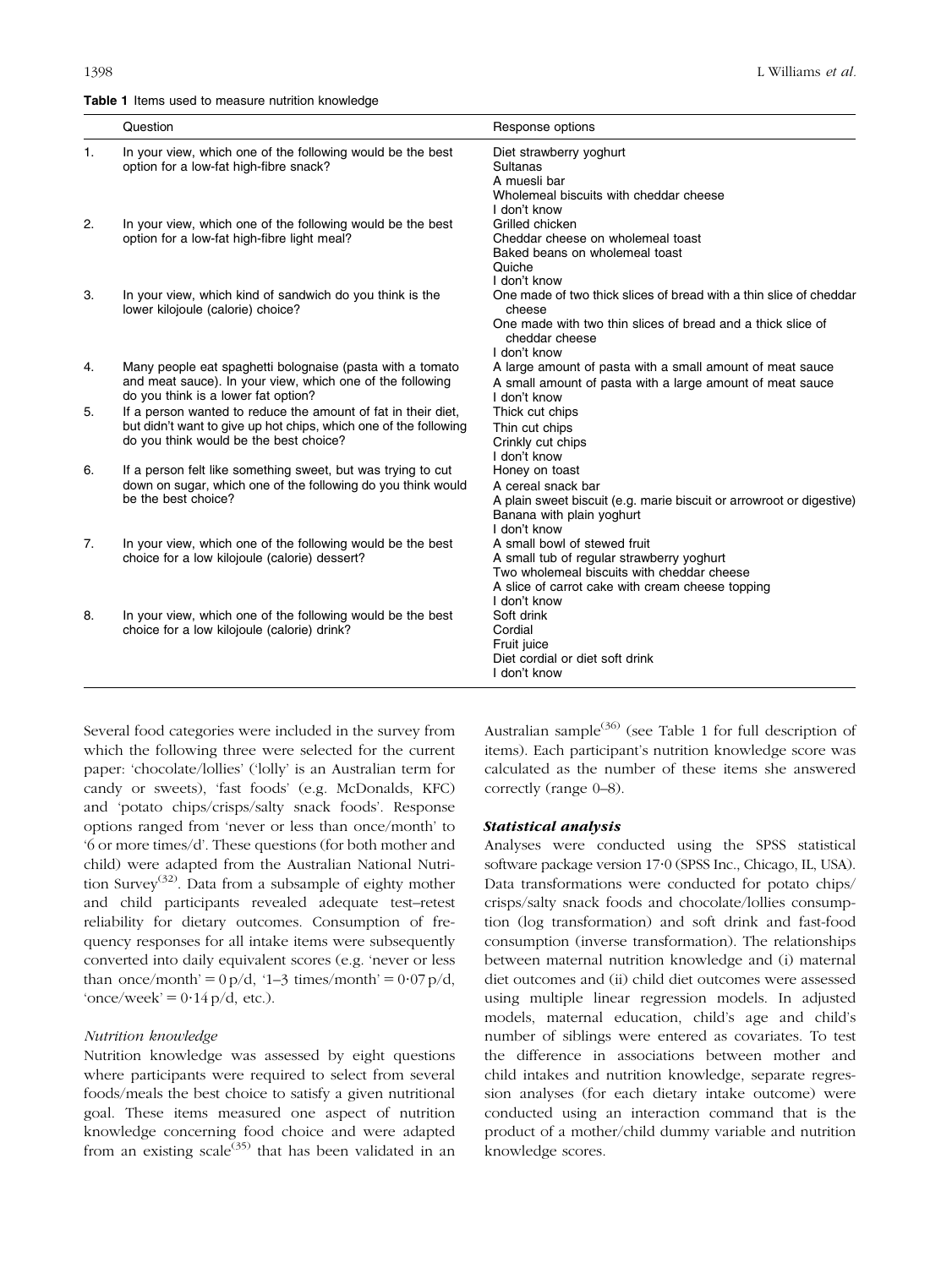**Table 1** Items used to measure nutrition knowledge

| | Question | Response options |
|---|---|---|
| 1. | In your view, which one of the following would be the best option for a low-fat high-fibre snack? | Diet strawberry yoghurt<br>Sultanas<br>A muesli bar<br>Wholemeal biscuits with cheddar cheese<br>I don't know |
| 2. | In your view, which one of the following would be the best option for a low-fat high-fibre light meal? | Grilled chicken<br>Cheddar cheese on wholemeal toast<br>Baked beans on wholemeal toast<br>Quiche<br>I don't know |
| 3. | In your view, which kind of sandwich do you think is the lower kilojoule (calorie) choice? | One made of two thick slices of bread with a thin slice of cheddar cheese<br>One made with two thin slices of bread and a thick slice of cheddar cheese<br>I don't know |
| 4. | Many people eat spaghetti bolognaise (pasta with a tomato and meat sauce). In your view, which one of the following do you think is a lower fat option? | A large amount of pasta with a small amount of meat sauce<br>A small amount of pasta with a large amount of meat sauce<br>I don't know |
| 5. | If a person wanted to reduce the amount of fat in their diet, but didn't want to give up hot chips, which one of the following do you think would be the best choice? | Thick cut chips<br>Thin cut chips<br>Crinkly cut chips<br>I don't know |
| 6. | If a person felt like something sweet, but was trying to cut down on sugar, which one of the following do you think would be the best choice? | Honey on toast<br>A cereal snack bar<br>A plain sweet biscuit (e.g. marie biscuit or arrowroot or digestive)<br>Banana with plain yoghurt<br>I don't know |
| 7. | In your view, which one of the following would be the best choice for a low kilojoule (calorie) dessert? | A small bowl of stewed fruit<br>A small tub of regular strawberry yoghurt<br>Two wholemeal biscuits with cheddar cheese<br>A slice of carrot cake with cream cheese topping<br>I don't know |
| 8. | In your view, which one of the following would be the best choice for a low kilojoule (calorie) drink? | Soft drink<br>Cordial<br>Fruit juice<br>Diet cordial or diet soft drink<br>I don't know |

Several food categories were included in the survey from which the following three were selected for the current paper: 'chocolate/lollies' ('lolly' is an Australian term for candy or sweets), 'fast foods' (e.g. McDonalds, KFC) and 'potato chips/crisps/salty snack foods'. Response options ranged from 'never or less than once/month' to '6 or more times/d'. These questions (for both mother and child) were adapted from the Australian National Nutrition Survey[32]. Data from a subsample of eighty mother and child participants revealed adequate test–retest reliability for dietary outcomes. Consumption of frequency responses for all intake items were subsequently converted into daily equivalent scores (e.g. 'never or less than once/month' = 0 p/d, '1–3 times/month' = 0·07 p/d, 'once/week' = 0·14 p/d, etc.).

*Nutrition knowledge*

Nutrition knowledge was assessed by eight questions where participants were required to select from several foods/meals the best choice to satisfy a given nutritional goal. These items measured one aspect of nutrition knowledge concerning food choice and were adapted from an existing scale[35] that has been validated in an Australian sample[36] (see Table 1 for full description of items). Each participant's nutrition knowledge score was calculated as the number of these items she answered correctly (range 0–8).

***Statistical analysis***

Analyses were conducted using the SPSS statistical software package version 17·0 (SPSS Inc., Chicago, IL, USA). Data transformations were conducted for potato chips/crisps/salty snack foods and chocolate/lollies consumption (log transformation) and soft drink and fast-food consumption (inverse transformation). The relationships between maternal nutrition knowledge and (i) maternal diet outcomes and (ii) child diet outcomes were assessed using multiple linear regression models. In adjusted models, maternal education, child's age and child's number of siblings were entered as covariates. To test the difference in associations between mother and child intakes and nutrition knowledge, separate regression analyses (for each dietary intake outcome) were conducted using an interaction command that is the product of a mother/child dummy variable and nutrition knowledge scores.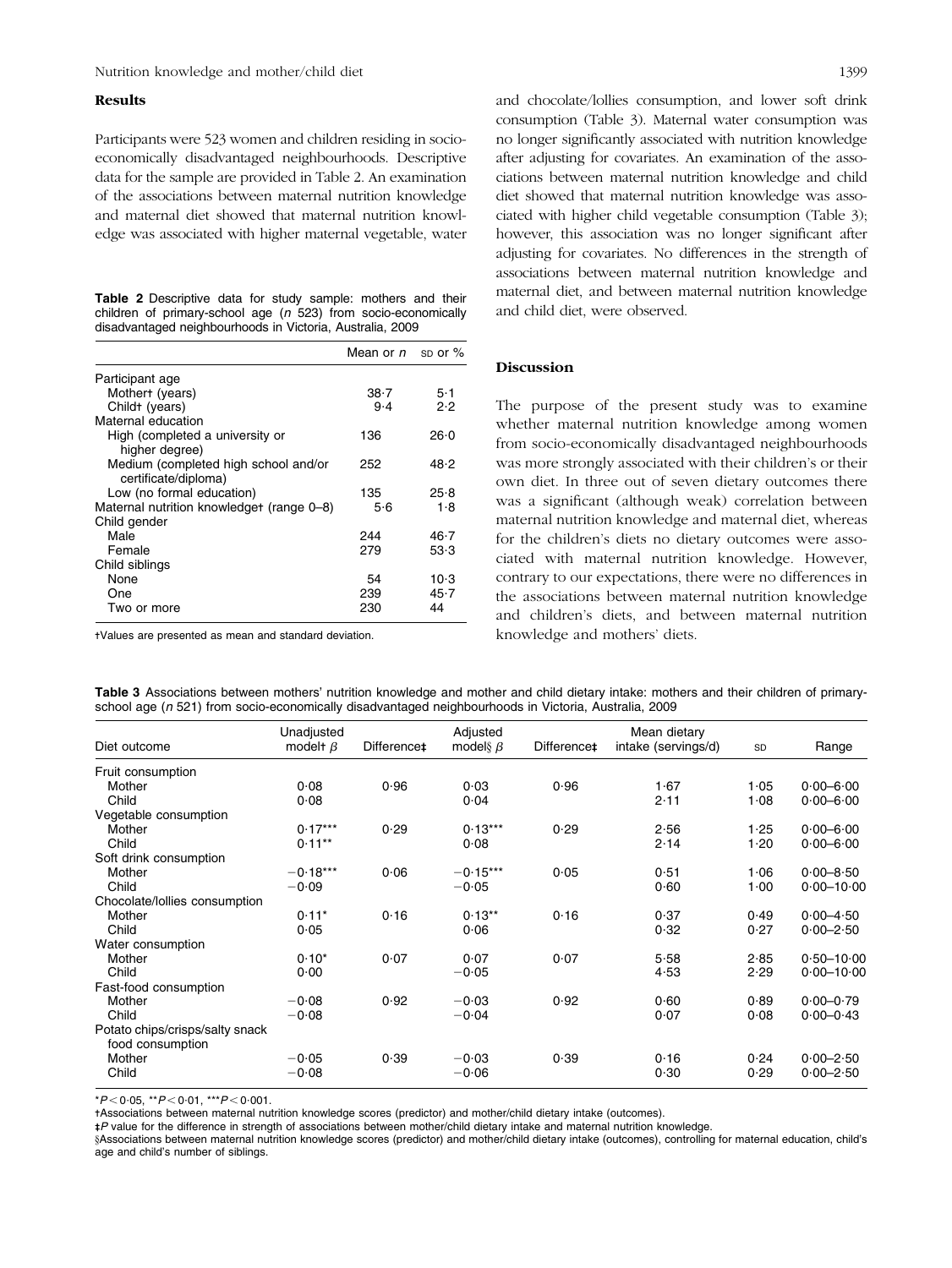## Results

Participants were 523 women and children residing in socio-economically disadvantaged neighbourhoods. Descriptive data for the sample are provided in Table 2. An examination of the associations between maternal nutrition knowledge and maternal diet showed that maternal nutrition knowledge was associated with higher maternal vegetable, water and chocolate/lollies consumption, and lower soft drink consumption (Table 3). Maternal water consumption was no longer significantly associated with nutrition knowledge after adjusting for covariates. An examination of the associations between maternal nutrition knowledge and child diet showed that maternal nutrition knowledge was associated with higher child vegetable consumption (Table 3); however, this association was no longer significant after adjusting for covariates. No differences in the strength of associations between maternal nutrition knowledge and maternal diet, and between maternal nutrition knowledge and child diet, were observed.

**Table 2** Descriptive data for study sample: mothers and their children of primary-school age (*n* 523) from socio-economically disadvantaged neighbourhoods in Victoria, Australia, 2009

| | Mean or *n* | SD or % |
|---|---|---|
| Participant age | | |
| Mother† (years) | 38·7 | 5·1 |
| Child† (years) | 9·4 | 2·2 |
| Maternal education | | |
| High (completed a university or higher degree) | 136 | 26·0 |
| Medium (completed high school and/or certificate/diploma) | 252 | 48·2 |
| Low (no formal education) | 135 | 25·8 |
| Maternal nutrition knowledge† (range 0–8) | 5·6 | 1·8 |
| Child gender | | |
| Male | 244 | 46·7 |
| Female | 279 | 53·3 |
| Child siblings | | |
| None | 54 | 10·3 |
| One | 239 | 45·7 |
| Two or more | 230 | 44 |

†Values are presented as mean and standard deviation.

## Discussion

The purpose of the present study was to examine whether maternal nutrition knowledge among women from socio-economically disadvantaged neighbourhoods was more strongly associated with their children's or their own diet. In three out of seven dietary outcomes there was a significant (although weak) correlation between maternal nutrition knowledge and maternal diet, whereas for the children's diets no dietary outcomes were associated with maternal nutrition knowledge. However, contrary to our expectations, there were no differences in the associations between maternal nutrition knowledge and children's diets, and between maternal nutrition knowledge and mothers' diets.

**Table 3** Associations between mothers' nutrition knowledge and mother and child dietary intake: mothers and their children of primary-school age (*n* 521) from socio-economically disadvantaged neighbourhoods in Victoria, Australia, 2009

| Diet outcome | Unadjusted model† $\beta$ | Difference‡ | Adjusted model§ $\beta$ | Difference‡ | Mean dietary intake (servings/d) | SD | Range |
|---|---|---|---|---|---|---|---|
| Fruit consumption | | | | | | | |
| Mother | 0·08 | 0·96 | 0·03 | 0·96 | 1·67 | 1·05 | 0·00–6·00 |
| Child | 0·08 | | 0·04 | | 2·11 | 1·08 | 0·00–6·00 |
| Vegetable consumption | | | | | | | |
| Mother | 0·17*** | 0·29 | 0·13*** | 0·29 | 2·56 | 1·25 | 0·00–6·00 |
| Child | 0·11** | | 0·08 | | 2·14 | 1·20 | 0·00–6·00 |
| Soft drink consumption | | | | | | | |
| Mother | −0·18*** | 0·06 | −0·15*** | 0·05 | 0·51 | 1·06 | 0·00–8·50 |
| Child | −0·09 | | −0·05 | | 0·60 | 1·00 | 0·00–10·00 |
| Chocolate/lollies consumption | | | | | | | |
| Mother | 0·11* | 0·16 | 0·13** | 0·16 | 0·37 | 0·49 | 0·00–4·50 |
| Child | 0·05 | | 0·06 | | 0·32 | 0·27 | 0·00–2·50 |
| Water consumption | | | | | | | |
| Mother | 0·10* | 0·07 | 0·07 | 0·07 | 5·58 | 2·85 | 0·50–10·00 |
| Child | 0·00 | | −0·05 | | 4·53 | 2·29 | 0·00–10·00 |
| Fast-food consumption | | | | | | | |
| Mother | −0·08 | 0·92 | −0·03 | 0·92 | 0·60 | 0·89 | 0·00–0·79 |
| Child | −0·08 | | −0·04 | | 0·07 | 0·08 | 0·00–0·43 |
| Potato chips/crisps/salty snack food consumption | | | | | | | |
| Mother | −0·05 | 0·39 | −0·03 | 0·39 | 0·16 | 0·24 | 0·00–2·50 |
| Child | −0·08 | | −0·06 | | 0·30 | 0·29 | 0·00–2·50 |

*$P<0·05$, **$P<0·01$, ***$P<0·001$.

†Associations between maternal nutrition knowledge scores (predictor) and mother/child dietary intake (outcomes).

‡*P* value for the difference in strength of associations between mother/child dietary intake and maternal nutrition knowledge.

§Associations between maternal nutrition knowledge scores (predictor) and mother/child dietary intake (outcomes), controlling for maternal education, child's age and child's number of siblings.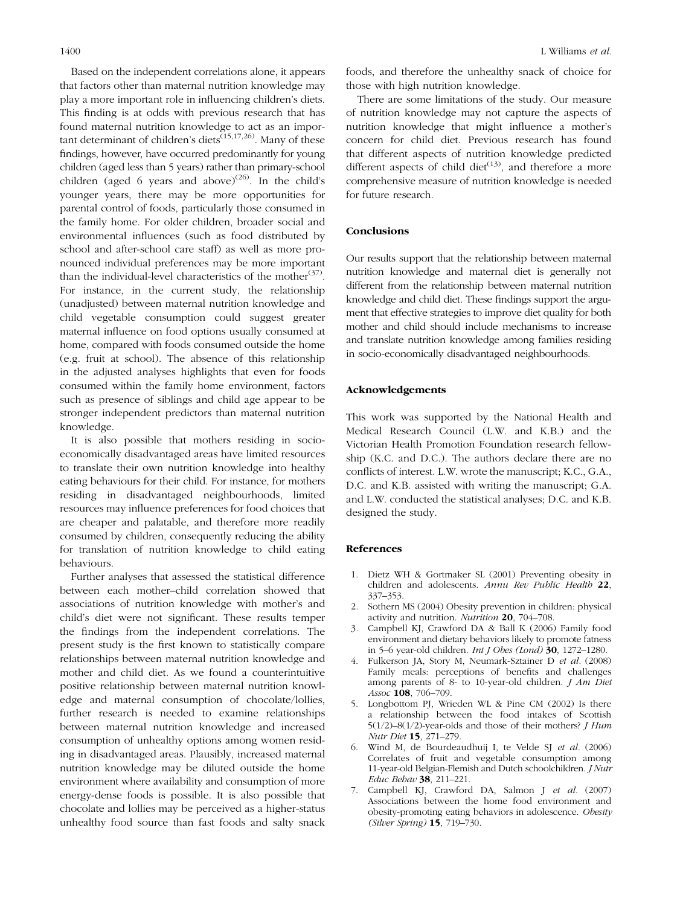Based on the independent correlations alone, it appears that factors other than maternal nutrition knowledge may play a more important role in influencing children's diets. This finding is at odds with previous research that has found maternal nutrition knowledge to act as an important determinant of children's diets[15,17,26]. Many of these findings, however, have occurred predominantly for young children (aged less than 5 years) rather than primary-school children (aged 6 years and above)[26]. In the child's younger years, there may be more opportunities for parental control of foods, particularly those consumed in the family home. For older children, broader social and environmental influences (such as food distributed by school and after-school care staff) as well as more pronounced individual preferences may be more important than the individual-level characteristics of the mother[37]. For instance, in the current study, the relationship (unadjusted) between maternal nutrition knowledge and child vegetable consumption could suggest greater maternal influence on food options usually consumed at home, compared with foods consumed outside the home (e.g. fruit at school). The absence of this relationship in the adjusted analyses highlights that even for foods consumed within the family home environment, factors such as presence of siblings and child age appear to be stronger independent predictors than maternal nutrition knowledge.

It is also possible that mothers residing in socio-economically disadvantaged areas have limited resources to translate their own nutrition knowledge into healthy eating behaviours for their child. For instance, for mothers residing in disadvantaged neighbourhoods, limited resources may influence preferences for food choices that are cheaper and palatable, and therefore more readily consumed by children, consequently reducing the ability for translation of nutrition knowledge to child eating behaviours.

Further analyses that assessed the statistical difference between each mother–child correlation showed that associations of nutrition knowledge with mother's and child's diet were not significant. These results temper the findings from the independent correlations. The present study is the first known to statistically compare relationships between maternal nutrition knowledge and mother and child diet. As we found a counterintuitive positive relationship between maternal nutrition knowledge and maternal consumption of chocolate/lollies, further research is needed to examine relationships between maternal nutrition knowledge and increased consumption of unhealthy options among women residing in disadvantaged areas. Plausibly, increased maternal nutrition knowledge may be diluted outside the home environment where availability and consumption of more energy-dense foods is possible. It is also possible that chocolate and lollies may be perceived as a higher-status unhealthy food source than fast foods and salty snack foods, and therefore the unhealthy snack of choice for those with high nutrition knowledge.

There are some limitations of the study. Our measure of nutrition knowledge may not capture the aspects of nutrition knowledge that might influence a mother's concern for child diet. Previous research has found that different aspects of nutrition knowledge predicted different aspects of child diet[13], and therefore a more comprehensive measure of nutrition knowledge is needed for future research.

## Conclusions

Our results support that the relationship between maternal nutrition knowledge and maternal diet is generally not different from the relationship between maternal nutrition knowledge and child diet. These findings support the argument that effective strategies to improve diet quality for both mother and child should include mechanisms to increase and translate nutrition knowledge among families residing in socio-economically disadvantaged neighbourhoods.

## Acknowledgements

This work was supported by the National Health and Medical Research Council (L.W. and K.B.) and the Victorian Health Promotion Foundation research fellowship (K.C. and D.C.). The authors declare there are no conflicts of interest. L.W. wrote the manuscript; K.C., G.A., D.C. and K.B. assisted with writing the manuscript; G.A. and L.W. conducted the statistical analyses; D.C. and K.B. designed the study.

## References

1. Dietz WH & Gortmaker SL (2001) Preventing obesity in children and adolescents. *Annu Rev Public Health* **22**, 337–353.
2. Sothern MS (2004) Obesity prevention in children: physical activity and nutrition. *Nutrition* **20**, 704–708.
3. Campbell KJ, Crawford DA & Ball K (2006) Family food environment and dietary behaviors likely to promote fatness in 5–6 year-old children. *Int J Obes (Lond)* **30**, 1272–1280.
4. Fulkerson JA, Story M, Neumark-Sztainer D *et al.* (2008) Family meals: perceptions of benefits and challenges among parents of 8- to 10-year-old children. *J Am Diet Assoc* **108**, 706–709.
5. Longbottom PJ, Wrieden WL & Pine CM (2002) Is there a relationship between the food intakes of Scottish 5(1/2)–8(1/2)-year-olds and those of their mothers? *J Hum Nutr Diet* **15**, 271–279.
6. Wind M, de Bourdeaudhuij I, te Velde SJ *et al.* (2006) Correlates of fruit and vegetable consumption among 11-year-old Belgian-Flemish and Dutch schoolchildren. *J Nutr Educ Behav* **38**, 211–221.
7. Campbell KJ, Crawford DA, Salmon J *et al.* (2007) Associations between the home food environment and obesity-promoting eating behaviors in adolescence. *Obesity (Silver Spring)* **15**, 719–730.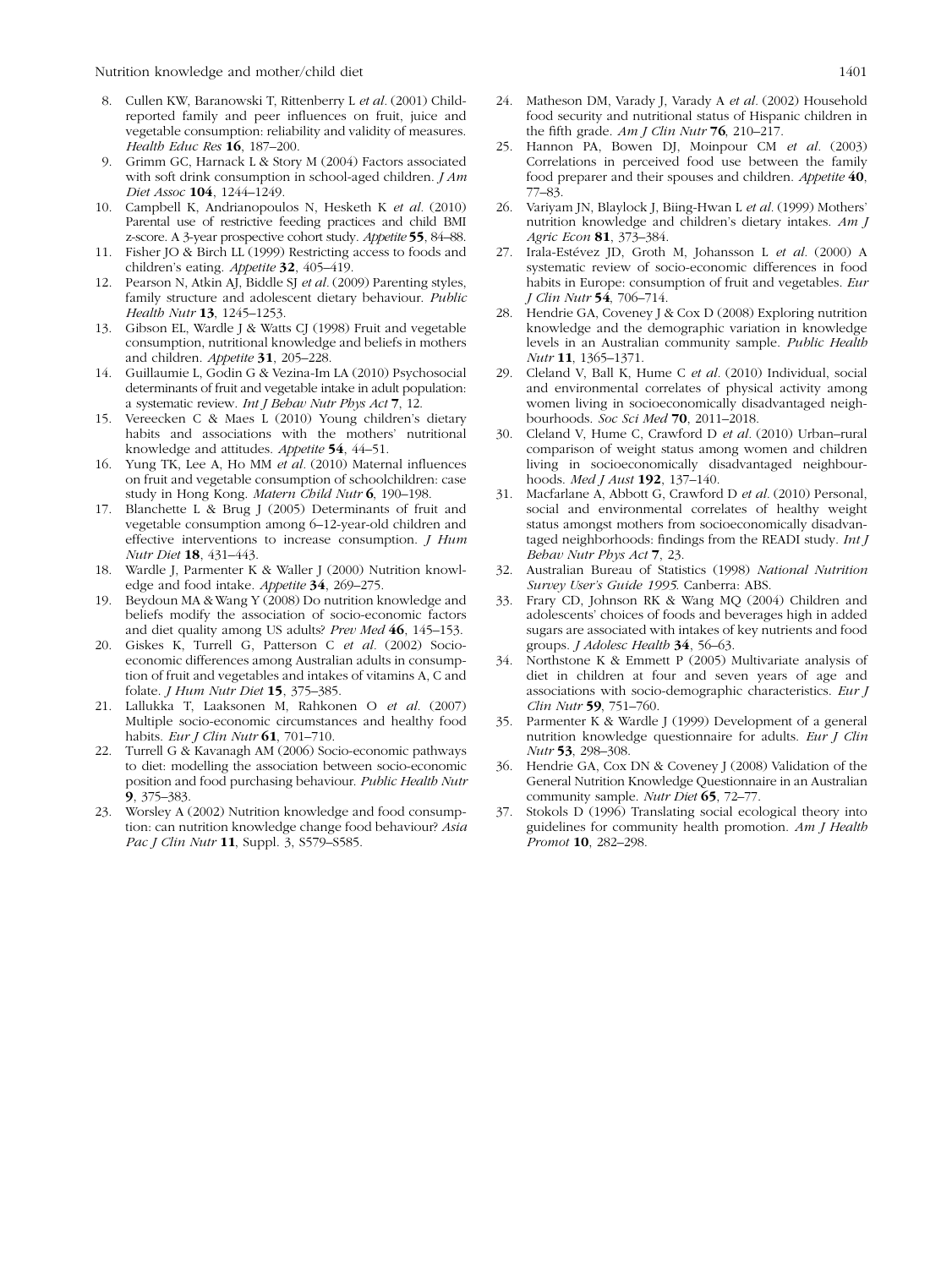8. Cullen KW, Baranowski T, Rittenberry L *et al.* (2001) Child-reported family and peer influences on fruit, juice and vegetable consumption: reliability and validity of measures. *Health Educ Res* **16**, 187–200.
9. Grimm GC, Harnack L & Story M (2004) Factors associated with soft drink consumption in school-aged children. *J Am Diet Assoc* **104**, 1244–1249.
10. Campbell K, Andrianopoulos N, Hesketh K *et al.* (2010) Parental use of restrictive feeding practices and child BMI z-score. A 3-year prospective cohort study. *Appetite* **55**, 84–88.
11. Fisher JO & Birch LL (1999) Restricting access to foods and children's eating. *Appetite* **32**, 405–419.
12. Pearson N, Atkin AJ, Biddle SJ *et al.* (2009) Parenting styles, family structure and adolescent dietary behaviour. *Public Health Nutr* **13**, 1245–1253.
13. Gibson EL, Wardle J & Watts CJ (1998) Fruit and vegetable consumption, nutritional knowledge and beliefs in mothers and children. *Appetite* **31**, 205–228.
14. Guillaumie L, Godin G & Vezina-Im LA (2010) Psychosocial determinants of fruit and vegetable intake in adult population: a systematic review. *Int J Behav Nutr Phys Act* **7**, 12.
15. Vereecken C & Maes L (2010) Young children's dietary habits and associations with the mothers' nutritional knowledge and attitudes. *Appetite* **54**, 44–51.
16. Yung TK, Lee A, Ho MM *et al.* (2010) Maternal influences on fruit and vegetable consumption of schoolchildren: case study in Hong Kong. *Matern Child Nutr* **6**, 190–198.
17. Blanchette L & Brug J (2005) Determinants of fruit and vegetable consumption among 6–12-year-old children and effective interventions to increase consumption. *J Hum Nutr Diet* **18**, 431–443.
18. Wardle J, Parmenter K & Waller J (2000) Nutrition knowledge and food intake. *Appetite* **34**, 269–275.
19. Beydoun MA & Wang Y (2008) Do nutrition knowledge and beliefs modify the association of socio-economic factors and diet quality among US adults? *Prev Med* **46**, 145–153.
20. Giskes K, Turrell G, Patterson C *et al.* (2002) Socio-economic differences among Australian adults in consumption of fruit and vegetables and intakes of vitamins A, C and folate. *J Hum Nutr Diet* **15**, 375–385.
21. Lallukka T, Laaksonen M, Rahkonen O *et al.* (2007) Multiple socio-economic circumstances and healthy food habits. *Eur J Clin Nutr* **61**, 701–710.
22. Turrell G & Kavanagh AM (2006) Socio-economic pathways to diet: modelling the association between socio-economic position and food purchasing behaviour. *Public Health Nutr* **9**, 375–383.
23. Worsley A (2002) Nutrition knowledge and food consumption: can nutrition knowledge change food behaviour? *Asia Pac J Clin Nutr* **11**, Suppl. 3, S579–S585.
24. Matheson DM, Varady J, Varady A *et al.* (2002) Household food security and nutritional status of Hispanic children in the fifth grade. *Am J Clin Nutr* **76**, 210–217.
25. Hannon PA, Bowen DJ, Moinpour CM *et al.* (2003) Correlations in perceived food use between the family food preparer and their spouses and children. *Appetite* **40**, 77–83.
26. Variyam JN, Blaylock J, Biing-Hwan L *et al.* (1999) Mothers' nutrition knowledge and children's dietary intakes. *Am J Agric Econ* **81**, 373–384.
27. Irala-Estévez JD, Groth M, Johansson L *et al.* (2000) A systematic review of socio-economic differences in food habits in Europe: consumption of fruit and vegetables. *Eur J Clin Nutr* **54**, 706–714.
28. Hendrie GA, Coveney J & Cox D (2008) Exploring nutrition knowledge and the demographic variation in knowledge levels in an Australian community sample. *Public Health Nutr* **11**, 1365–1371.
29. Cleland V, Ball K, Hume C *et al.* (2010) Individual, social and environmental correlates of physical activity among women living in socioeconomically disadvantaged neighbourhoods. *Soc Sci Med* **70**, 2011–2018.
30. Cleland V, Hume C, Crawford D *et al.* (2010) Urban–rural comparison of weight status among women and children living in socioeconomically disadvantaged neighbourhoods. *Med J Aust* **192**, 137–140.
31. Macfarlane A, Abbott G, Crawford D *et al.* (2010) Personal, social and environmental correlates of healthy weight status amongst mothers from socioeconomically disadvantaged neighborhoods: findings from the READI study. *Int J Behav Nutr Phys Act* **7**, 23.
32. Australian Bureau of Statistics (1998) *National Nutrition Survey User's Guide 1995*. Canberra: ABS.
33. Frary CD, Johnson RK & Wang MQ (2004) Children and adolescents' choices of foods and beverages high in added sugars are associated with intakes of key nutrients and food groups. *J Adolesc Health* **34**, 56–63.
34. Northstone K & Emmett P (2005) Multivariate analysis of diet in children at four and seven years of age and associations with socio-demographic characteristics. *Eur J Clin Nutr* **59**, 751–760.
35. Parmenter K & Wardle J (1999) Development of a general nutrition knowledge questionnaire for adults. *Eur J Clin Nutr* **53**, 298–308.
36. Hendrie GA, Cox DN & Coveney J (2008) Validation of the General Nutrition Knowledge Questionnaire in an Australian community sample. *Nutr Diet* **65**, 72–77.
37. Stokols D (1996) Translating social ecological theory into guidelines for community health promotion. *Am J Health Promot* **10**, 282–298.